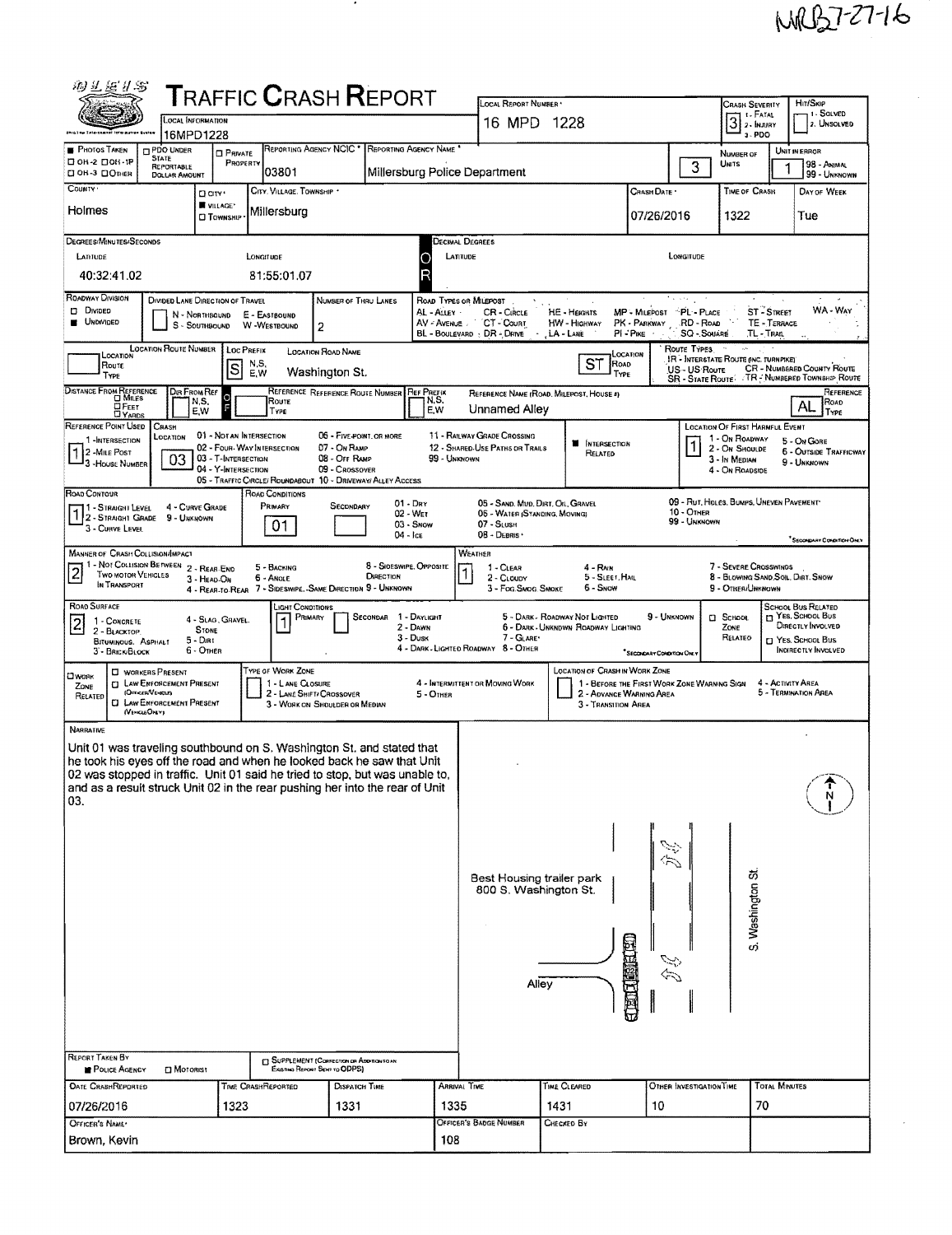MRB7-27-16

# TRAFFIC CRASH REPORT

**LOCAL INFORMATION:** 16MPD1228

**LOCAL REPORT NUMBER:** 16 MPD 1228

**CRASH SEVERITY:** 3 (1 - Fatal, 2 - Injury, 3 - PDO)

**HIT/SKIP:** 1 - Solved, 2 - Unsolved

| Field | Value |
|---|---|
| Photos Taken | OH-2 / OH-1P / OH-3 / Other |
| PDO Under State Reportable Dollar Amount | |
| Private Property | |
| Reporting Agency NCIC | 03801 |
| Reporting Agency Name | Millersburg Police Department |
| Number of Units | 3 |
| Unit in Error | 1 (98 - Animal, 99 - Unknown) |
| County | Holmes |
| City/Village/Township | Village - Millersburg |
| Crash Date | 07/26/2016 |
| Time of Crash | 1322 |
| Day of Week | Tue |

**DEGREES/MINUTES/SECONDS**

| Latitude | Longitude |
|---|---|
| 40:32:41.02 | 81:55:01.07 |

**DECIMAL DEGREES** — Latitude: / Longitude:

**ROADWAY DIVISION:** Undivided

**DIVIDED LANE DIRECTION OF TRAVEL:** N - Northbound, S - Southbound, E - Eastbound, W - Westbound

**NUMBER OF THRU LANES:** 2

**ROAD TYPES OR MILEPOST:** AL - Alley, AV - Avenue, BL - Boulevard, CR - Circle, CT - Court, DR - Drive, HE - Heights, HW - Highway, LA - Lane, MP - Milepost, PK - Parkway, PI - Pike, PL - Place, RD - Road, SQ - Square, ST - Street, TE - Terrace, TL - Trail, WA - Way

| Location Route Number | Loc Prefix | Location Road Name | Location Road Type |
|---|---|---|---|
| | S | Washington St. | ST |

**ROUTE TYPES:** IR - Interstate Route (Inc. Turnpike), US - US Route, SR - State Route, CR - Numbered County Route, TR - Numbered Township Route

| Distance From Reference | Dir From Ref | Reference Route Number | Ref Prefix | Reference Name (Road, Milepost, House #) | Reference Road Type |
|---|---|---|---|---|---|
| | | | | Unnamed Alley | AL |

**REFERENCE POINT USED:** 1 - Intersection

**CRASH LOCATION:** 03

01 - Not an Intersection, 02 - Four-Way Intersection, 03 - T-Intersection, 04 - Y-Intersection, 05 - Traffic Circle/Roundabout, 06 - Five-Point, or More, 07 - On Ramp, 08 - Off Ramp, 09 - Crossover, 10 - Driveway/Alley Access, 11 - Railway Grade Crossing, 12 - Shared-Use Paths or Trails, 99 - Unknown

**Intersection Related:** ■

**LOCATION OF FIRST HARMFUL EVENT:** 1 (1 - On Roadway, 2 - On Shoulder, 3 - In Median, 4 - On Roadside, 5 - On Gore, 6 - Outside Trafficway, 9 - Unknown)

**ROAD CONTOUR:** 1 (1 - Straight Level, 2 - Straight Grade, 3 - Curve Level, 4 - Curve Grade, 9 - Unknown)

**ROAD CONDITIONS:** Primary: 01 / Secondary:

01 - Dry, 02 - Wet, 03 - Snow, 04 - Ice, 05 - Sand, Mud, Dirt, Oil, Gravel, 06 - Water (Standing, Moving), 07 - Slush, 08 - Debris, 09 - Rut, Holes, Bumps, Uneven Pavement, 10 - Other, 99 - Unknown

**MANNER OF CRASH COLLISION/IMPACT:** 2 (1 - Not Collision Between Two Motor Vehicles In Transport, 2 - Rear-End, 3 - Head-On, 4 - Rear-to-Rear, 5 - Backing, 6 - Angle, 7 - Sideswipe, Same Direction, 8 - Sideswipe, Opposite Direction, 9 - Unknown)

**WEATHER:** 1 (1 - Clear, 2 - Cloudy, 3 - Fog, Smog, Smoke, 4 - Rain, 5 - Sleet, Hail, 6 - Snow, 7 - Severe Crosswinds, 8 - Blowing Sand, Soil, Dirt, Snow, 9 - Other/Unknown)

**ROAD SURFACE:** 2 (1 - Concrete, 2 - Blacktop, Bituminous, Asphalt, 3 - Brick/Block, 4 - Slag, Gravel, Stone, 5 - Dirt, 6 - Other)

**LIGHT CONDITIONS:** Primary: 1 / Secondary:

1 - Daylight, 2 - Dawn, 3 - Dusk, 4 - Dark - Lighted Roadway, 5 - Dark - Roadway Not Lighted, 6 - Dark - Unknown Roadway Lighting, 7 - Glare, 8 - Other, 9 - Unknown

**SCHOOL ZONE RELATED:** ☐ — School Bus Related: Yes, School Bus Directly Involved / Yes, School Bus Indirectly Involved

**WORK ZONE RELATED:** ☐ Workers Present, ☐ Law Enforcement Present (Officer/Vehicle), ☐ Law Enforcement Present (Vehicle Only)

Type of Work Zone: 1 - Lane Closure, 2 - Lane Shift/Crossover, 3 - Work on Shoulder or Median, 4 - Intermittent or Moving Work, 5 - Other

Location of Crash in Work Zone: 1 - Before the First Work Zone Warning Sign, 2 - Advance Warning Area, 3 - Transition Area, 4 - Activity Area, 5 - Termination Area

## NARRATIVE

Unit 01 was traveling southbound on S. Washington St. and stated that he took his eyes off the road and when he looked back he saw that Unit 02 was stopped in traffic. Unit 01 said he tried to stop, but was unable to, and as a result struck Unit 02 in the rear pushing her into the rear of Unit 03.

Diagram labels: Best Housing trailer park 800 S. Washington St.; Alley; S. Washington St.; N

| Report Taken By | Supplement |
|---|---|
| ■ Police Agency ☐ Motorist | ☐ Supplement (Correction or Addition to an Existing Report Sent to ODPS) |

| Date Crash Reported | Time Crash Reported | Dispatch Time | Arrival Time | Time Cleared | Other Investigation Time | Total Minutes |
|---|---|---|---|---|---|---|
| 07/26/2016 | 1323 | 1331 | 1335 | 1431 | 10 | 70 |

| Officer's Name | Officer's Badge Number | Checked By |
|---|---|---|
| Brown, Kevin | 108 | |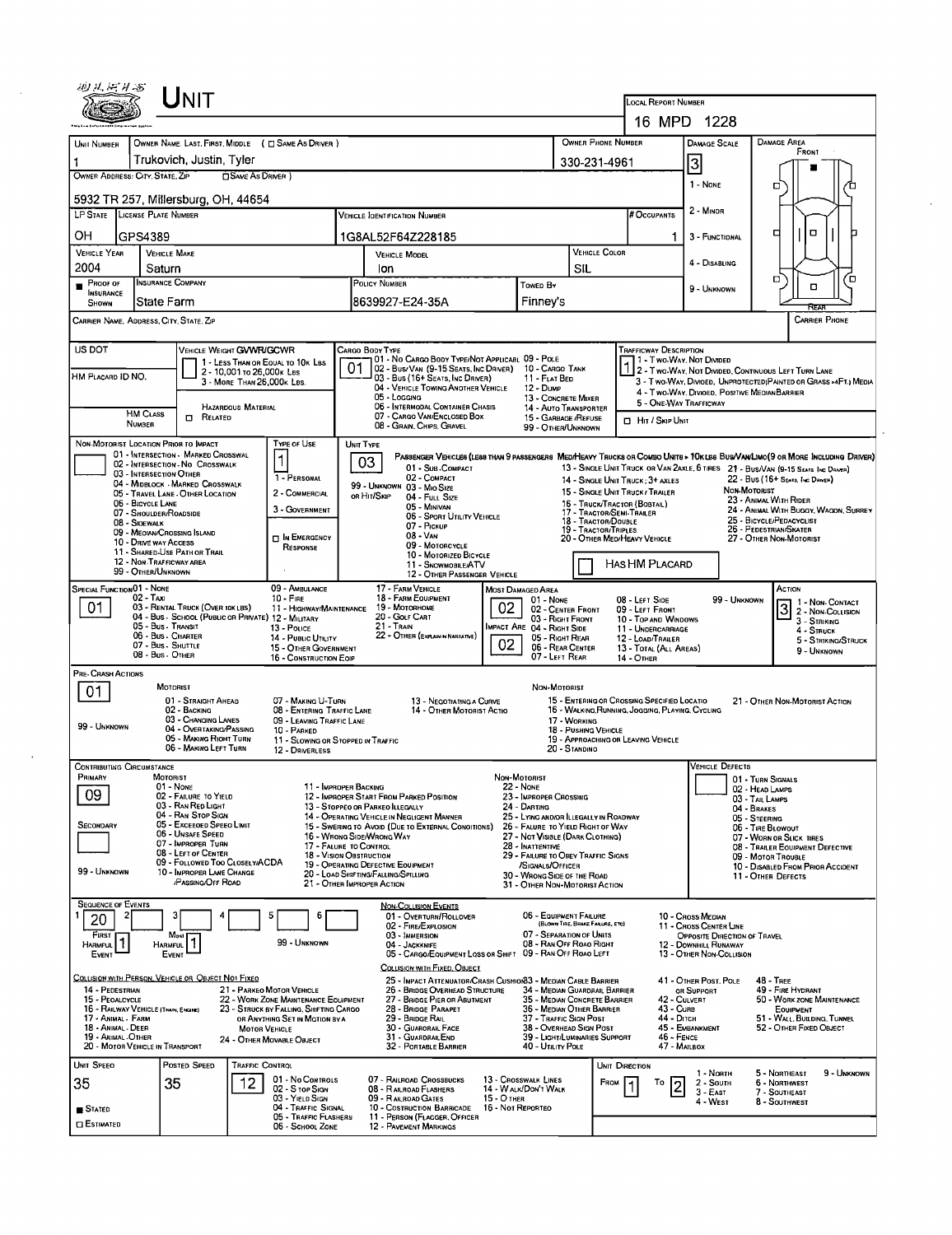# UNIT

**LOCAL REPORT NUMBER:** 16 MPD 1228

| UNIT NUMBER | OWNER NAME: LAST, FIRST, MIDDLE ( ☐ SAME AS DRIVER ) | OWNER PHONE NUMBER | DAMAGE SCALE | DAMAGE AREA |
|---|---|---|---|---|
| 1 | Trukovich, Justin, Tyler | 330-231-4961 | 3 | FRONT |

**OWNER ADDRESS: CITY, STATE, ZIP** ( ☐ SAME AS DRIVER ): 5932 TR 257, Millersburg, OH, 44654

DAMAGE SCALE: 1 - NONE; 2 - MINOR; 3 - FUNCTIONAL; 4 - DISABLING; 9 - UNKNOWN

| LP STATE | LICENSE PLATE NUMBER | VEHICLE IDENTIFICATION NUMBER | # OCCUPANTS |
|---|---|---|---|
| OH | GPS4389 | 1G8AL52F64Z228185 | 1 |

| VEHICLE YEAR | VEHICLE MAKE | VEHICLE MODEL | VEHICLE COLOR |
|---|---|---|---|
| 2004 | Saturn | Ion | SIL |

| PROOF OF INSURANCE SHOWN | INSURANCE COMPANY | POLICY NUMBER | TOWED BY |
|---|---|---|---|
| ■ | State Farm | 8639927-E24-35A | Finney's |

CARRIER NAME, ADDRESS, CITY, STATE, ZIP — CARRIER PHONE

US DOT — VEHICLE WEIGHT GVWR/GCWR: 1 - LESS THAN OR EQUAL TO 10K LBS; 2 - 10,001 TO 26,000K LBS; 3 - MORE THAN 26,000K LBS.

HM PLACARD ID NO. — HM CLASS NUMBER — HAZARDOUS MATERIAL ☐ RELATED

**CARGO BODY TYPE:** 01
01 - NO CARGO BODY TYPE/NOT APPLICABLE; 02 - BUS/VAN (9-15 SEATS, INC DRIVER); 03 - BUS (16+ SEATS, INC DRIVER); 04 - VEHICLE TOWING ANOTHER VEHICLE; 05 - LOGGING; 06 - INTERMODAL CONTAINER CHASIS; 07 - CARGO VAN/ENCLOSED BOX; 08 - GRAIN, CHIPS, GRAVEL; 09 - POLE; 10 - CARGO TANK; 11 - FLAT BED; 12 - DUMP; 13 - CONCRETE MIXER; 14 - AUTO TRANSPORTER; 15 - GARBAGE/REFUSE; 99 - OTHER/UNKNOWN

**TRAFFICWAY DESCRIPTION:** 1
1 - TWO-WAY, NOT DIVIDED; 2 - TWO-WAY, NOT DIVIDED, CONTINUOUS LEFT TURN LANE; 3 - TWO-WAY, DIVIDED, UNPROTECTED(PAINTED OR GRASS >4FT.) MEDIA; 4 - TWO-WAY, DIVIDED, POSITIVE MEDIAN BARRIER; 5 - ONE-WAY TRAFFICWAY
☐ HIT / SKIP UNIT

**NON-MOTORIST LOCATION PRIOR TO IMPACT:** 01 - INTERSECTION - MARKED CROSSWALK; 02 - INTERSECTION - NO CROSSWALK; 03 - INTERSECTION OTHER; 04 - MIDBLOCK - MARKED CROSSWALK; 05 - TRAVEL LANE - OTHER LOCATION; 06 - BICYCLE LANE; 07 - SHOULDER/ROADSIDE; 08 - SIDEWALK; 09 - MEDIAN/CROSSING ISLAND; 10 - DRIVE WAY ACCESS; 11 - SHARED-USE PATH OR TRAIL; 12 - NON-TRAFFICWAY AREA; 99 - OTHER/UNKNOWN

**TYPE OF USE:** 1
1 - PERSONAL; 2 - COMMERCIAL; 3 - GOVERNMENT; ☐ IN EMERGENCY RESPONSE

**UNIT TYPE:** 03
PASSENGER VEHICLES (LESS THAN 9 PASSENGERS): 01 - SUB-COMPACT; 02 - COMPACT; 99 - UNKNOWN 03 - MID SIZE OR HIT/SKIP; 04 - FULL SIZE; 05 - MINIVAN; 06 - SPORT UTILITY VEHICLE; 07 - PICKUP; 08 - VAN; 09 - MOTORCYCLE; 10 - MOTORIZED BICYCLE; 11 - SNOWMOBILE/ATV; 12 - OTHER PASSENGER VEHICLE
MED/HEAVY TRUCKS OR COMBO UNITS > 10K LBS: 13 - SINGLE UNIT TRUCK OR VAN 2AXLE, 6 TIRES; 14 - SINGLE UNIT TRUCK: 3+ AXLES; 15 - SINGLE UNIT TRUCK / TRAILER; 16 - TRUCK/TRACTOR (BOBTAIL); 17 - TRACTOR/SEMI-TRAILER; 18 - TRACTOR/DOUBLE; 19 - TRACTOR/TRIPLES; 20 - OTHER MED/HEAVY VEHICLE
BUS/VAN/LIMO(9 OR MORE INCLUDING DRIVER): 21 - BUS/VAN (9-15 SEATS, INC DRIVER); 22 - BUS (16+ SEATS, INC DRIVER)
NON-MOTORIST: 23 - ANIMAL WITH RIDER; 24 - ANIMAL WITH BUGGY, WAGON, SURREY; 25 - BICYCLE/PEDACYCLIST; 26 - PEDESTRIAN/SKATER; 27 - OTHER NON-MOTORIST
☐ HAS HM PLACARD

**SPECIAL FUNCTION:** 01
01 - NONE; 02 - TAXI; 03 - RENTAL TRUCK (OVER 10K LBS); 04 - BUS - SCHOOL (PUBLIC OR PRIVATE); 05 - BUS - TRANSIT; 06 - BUS - CHARTER; 07 - BUS - SHUTTLE; 08 - BUS - OTHER; 09 - AMBULANCE; 10 - FIRE; 11 - HIGHWAY/MAINTENANCE; 12 - MILITARY; 13 - POLICE; 14 - PUBLIC UTILITY; 15 - OTHER GOVERNMENT; 16 - CONSTRUCTION EQIP; 17 - FARM VEHICLE; 18 - FARM EQUIPMENT; 19 - MOTORHOME; 20 - GOLF CART; 21 - TRAIN; 22 - OTHER (EXPLAIN IN NARRATIVE)

**MOST DAMAGED AREA:** 02 — **IMPACT ARE:** 02
01 - NONE; 02 - CENTER FRONT; 03 - RIGHT FRONT; 04 - RIGHT SIDE; 05 - RIGHT REAR; 06 - REAR CENTER; 07 - LEFT REAR; 08 - LEFT SIDE; 09 - LEFT FRONT; 10 - TOP AND WINDOWS; 11 - UNDERCARRIAGE; 12 - LOAD/TRAILER; 13 - TOTAL (ALL AREAS); 14 - OTHER; 99 - UNKNOWN

**ACTION:** 3
1 - NON-CONTACT; 2 - NON-COLLISION; 3 - STRIKING; 4 - STRUCK; 5 - STRIKING/STRUCK; 9 - UNKNOWN

**PRE-CRASH ACTIONS:** 01
MOTORIST: 01 - STRAIGHT AHEAD; 02 - BACKING; 03 - CHANGING LANES; 04 - OVERTAKING/PASSING; 05 - MAKING RIGHT TURN; 06 - MAKING LEFT TURN; 07 - MAKING U-TURN; 08 - ENTERING TRAFFIC LANE; 09 - LEAVING TRAFFIC LANE; 10 - PARKED; 11 - SLOWING OR STOPPED IN TRAFFIC; 12 - DRIVERLESS; 13 - NEGOTIATING A CURVE; 14 - OTHER MOTORIST ACTIO
NON-MOTORIST: 15 - ENTERING OR CROSSING SPECIFIED LOCATIO; 16 - WALKING,RUNNING, JOGGING, PLAYING, CYCLING; 17 - WORKING; 18 - PUSHING VEHICLE; 19 - APPROACHING OR LEAVING VEHICLE; 20 - STANDING; 21 - OTHER NON-MOTORIST ACTION
99 - UNKNOWN

**CONTRIBUTING CIRCUMSTANCE:** PRIMARY: 09 — SECONDARY: (blank)
MOTORIST: 01 - NONE; 02 - FAILURE TO YIELD; 03 - RAN RED LIGHT; 04 - RAN STOP SIGN; 05 - EXCEEDED SPEED LIMIT; 06 - UNSAFE SPEED; 07 - IMPROPER TURN; 08 - LEFT OF CENTER; 09 - FOLLOWED TOO CLOSELY/ACDA; 10 - IMPROPER LANE CHANGE /PASSING/OFF ROAD; 11 - IMPROPER BACKING; 12 - IMPROPER START FROM PARKED POSITION; 13 - STOPPED OR PARKED ILLEGALLY; 14 - OPERATING VEHICLE IN NEGLIGENT MANNER; 15 - SWERING TO AVOID (DUE TO EXTERNAL CONDITIONS); 16 - WRONG SIDE/WRONG WAY; 17 - FAILURE TO CONTROL; 18 - VISION OBSTRUCTION; 19 - OPERATING DEFECTIVE EQUIPMENT; 20 - LOAD SHIFTING/FALLING/SPILLING; 21 - OTHER IMPROPER ACTION
NON-MOTORIST: 22 - NONE; 23 - IMPROPER CROSSING; 24 - DARTING; 25 - LYING AND/OR ILLEGALLY IN ROADWAY; 26 - FALURE TO YIELD RIGHT OF WAY; 27 - NOT VISIBLE (DARK CLOTHING); 28 - INATTENTIVE; 29 - FAILURE TO OBEY TRAFFIC SIGNS /SIGNALS/OFFICER; 30 - WRONG SIDE OF THE ROAD; 31 - OTHER NON-MOTORIST ACTION
99 - UNKNOWN

**VEHICLE DEFECTS:** 01 - TURN SIGNALS; 02 - HEAD LAMPS; 03 - TAIL LAMPS; 04 - BRAKES; 05 - STEERING; 06 - TIRE BLOWOUT; 07 - WORN OR SLICK TIRES; 08 - TRAILER EQUIPMENT DEFECTIVE; 09 - MOTOR TROUBLE; 10 - DISABLED FROM PRIOR ACCIDENT; 11 - OTHER DEFECTS

**SEQUENCE OF EVENTS:** 1: 20; 2: (blank); 3; 4; 5; 6
FIRST HARMFUL EVENT: 1 — MOST HARMFUL EVENT: 1 — 99 - UNKNOWN

NON-COLLISION EVENTS: 01 - OVERTURN/ROLLOVER; 02 - FIRE/EXPLOSION; 03 - IMMERSION; 04 - JACKKNIFE; 05 - CARGO/EQUIPMENT LOSS OR SHIFT; 06 - EQUIPMENT FAILURE (BLOWN TIRE, BRAKE FAILURE, ETC); 07 - SEPARATION OF UNITS; 08 - RAN OFF ROAD RIGHT; 09 - RAN OFF ROAD LEFT; 10 - CROSS MEDIAN; 11 - CROSS CENTER LINE OPPOSITE DIRECTION OF TRAVEL; 12 - DOWNHILL RUNAWAY; 13 - OTHER NON-COLLISION

COLLISION WITH PERSON, VEHICLE OR OBJECT NOT FIXED: 14 - PEDESTRIAN; 15 - PEDALCYCLE; 16 - RAILWAY VEHICLE (TRAIN, ENGINE); 17 - ANIMAL - FARM; 18 - ANIMAL - DEER; 19 - ANIMAL -OTHER; 20 - MOTOR VEHICLE IN TRANSPORT; 21 - PARKED MOTOR VEHICLE; 22 - WORK ZONE MAINTENANCE EQUIPMENT; 23 - STRUCK BY FALLING, SHIFTING CARGO OR ANYTHING SET IN MOTION BY A MOTOR VEHICLE; 24 - OTHER MOVABLE OBJECT

COLLISION WITH FIXED, OBJECT: 25 - IMPACT ATTENUATOR/CRASH CUSHION; 26 - BRIDGE OVERHEAD STRUCTURE; 27 - BRIDGE PIER OR ABUTMENT; 28 - BRIDGE PARAPET; 29 - BRIDGE RAIL; 30 - GUARDRAIL FACE; 31 - GUARDRAILEND; 32 - PORTABLE BARRIER; 33 - MEDIAN CABLE BARRIER; 34 - MEDIAN GUARDRAIL BARRIER; 35 - MEDIAN CONCRETE BARRIER; 36 - MEDIAN OTHER BARRIER; 37 - TRAFFIC SIGN POST; 38 - OVERHEAD SIGN POST; 39 - LIGHT/LUMINARIES SUPPORT; 40 - UTILITY POLE; 41 - OTHER POST, POLE OR SUPPORT; 42 - CULVERT; 43 - CURB; 44 - DITCH; 45 - EMBANKMENT; 46 - FENCE; 47 - MAILBOX; 48 - TREE; 49 - FIRE HYDRANT; 50 - WORK ZONE MAINTENANCE EQUIPMENT; 51 - WALL, BUILDING, TUNNEL; 52 - OTHER FIXED OBJECT

| UNIT SPEED | POSTED SPEED | TRAFFIC CONTROL | UNIT DIRECTION |
|---|---|---|---|
| 35 | 35 | 12 | FROM 1 TO 2 |

■ STATED ☐ ESTIMATED

TRAFFIC CONTROL: 01 - NO CONTROLS; 02 - STOP SIGN; 03 - YIELD SIGN; 04 - TRAFFIC SIGNAL; 05 - TRAFFIC FLASHERS; 06 - SCHOOL ZONE; 07 - RAILROAD CROSSBUCKS; 08 - RAILROAD FLASHERS; 09 - RAILROAD GATES; 10 - COSTRUCTION BARRICADE; 11 - PERSON (FLAGGER, OFFICER; 12 - PAVEMENT MARKINGS; 13 - CROSSWALK LINES; 14 - WALK/DON'T WALK; 15 - OTHER; 16 - NOT REPORTED

UNIT DIRECTION: 1 - NORTH; 2 - SOUTH; 3 - EAST; 4 - WEST; 5 - NORTHEAST; 6 - NORTHWEST; 7 - SOUTHEAST; 8 - SOUTHWEST; 9 - UNKNOWN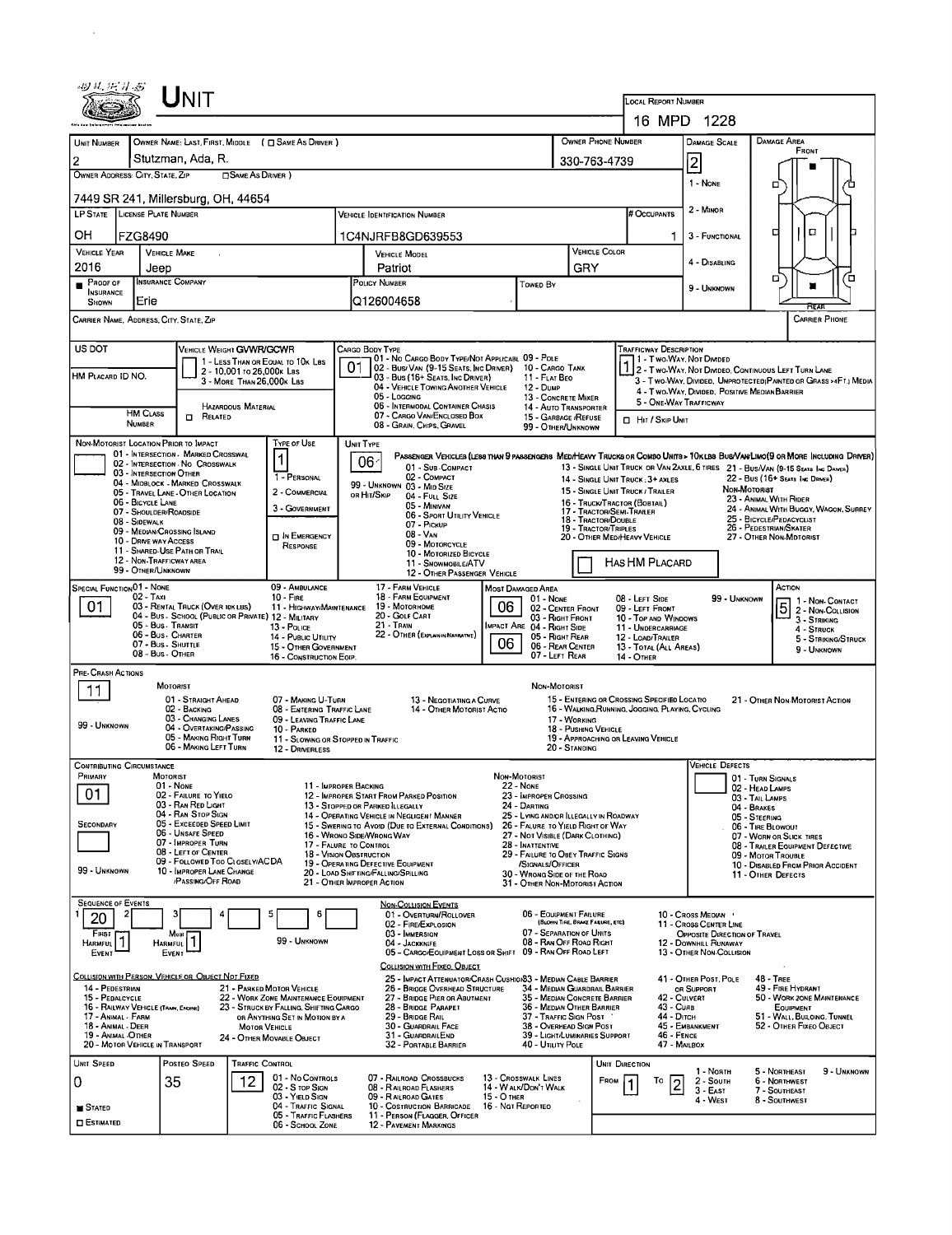# UNIT

**LOCAL REPORT NUMBER:** 16 MPD 1228

| UNIT NUMBER | OWNER NAME: LAST, FIRST, MIDDLE ( ☐ SAME AS DRIVER ) | OWNER PHONE NUMBER | DAMAGE SCALE | DAMAGE AREA |
|---|---|---|---|---|
| 2 | Stutzman, Ada, R. | 330-763-4739 | 2 | FRONT |

**OWNER ADDRESS: CITY, STATE, ZIP** ( ☐ SAME AS DRIVER ): 7449 SR 241, Millersburg, OH, 44654

Damage Scale: 1 - NONE; 2 - MINOR; 3 - FUNCTIONAL; 4 - DISABLING; 9 - UNKNOWN

| LP STATE | LICENSE PLATE NUMBER | VEHICLE IDENTIFICATION NUMBER | # OCCUPANTS |
|---|---|---|---|
| OH | FZG8490 | 1C4NJRFB8GD639553 | 1 |

| VEHICLE YEAR | VEHICLE MAKE | VEHICLE MODEL | VEHICLE COLOR |
|---|---|---|---|
| 2016 | Jeep | Patriot | GRY |

| ■ PROOF OF INSURANCE SHOWN | INSURANCE COMPANY | POLICY NUMBER | TOWED BY |
|---|---|---|---|
| | Erie | Q126004658 | |

CARRIER NAME, ADDRESS, CITY, STATE, ZIP | CARRIER PHONE

US DOT | HM PLACARD ID NO. | HM CLASS NUMBER | ☐ HAZARDOUS MATERIAL RELATED

**VEHICLE WEIGHT GVWR/GCWR:** 1 - LESS THAN OR EQUAL TO 10K LBS; 2 - 10,001 TO 26,000K LBS; 3 - MORE THAN 26,000K LBS

**CARGO BODY TYPE:** 01 — 01 - NO CARGO BODY TYPE/NOT APPLICABLE; 02 - BUS/VAN (9-15 SEATS, INC DRIVER); 03 - BUS (16+ SEATS, INC DRIVER); 04 - VEHICLE TOWING ANOTHER VEHICLE; 05 - LOGGING; 06 - INTERMODAL CONTAINER CHASIS; 07 - CARGO VAN/ENCLOSED BOX; 08 - GRAIN, CHIPS, GRAVEL; 09 - POLE; 10 - CARGO TANK; 11 - FLAT BED; 12 - DUMP; 13 - CONCRETE MIXER; 14 - AUTO TRANSPORTER; 15 - GARBAGE/REFUSE; 99 - OTHER/UNKNOWN

**TRAFFICWAY DESCRIPTION:** 1 — 1 - TWO-WAY, NOT DIVIDED; 2 - TWO-WAY, NOT DIVIDED, CONTINUOUS LEFT TURN LANE; 3 - TWO-WAY, DIVIDED, UNPROTECTED (PAINTED OR GRASS >4FT.) MEDIA; 4 - TWO-WAY, DIVIDED, POSITIVE MEDIAN BARRIER; 5 - ONE-WAY TRAFFICWAY; ☐ HIT / SKIP UNIT

**NON-MOTORIST LOCATION PRIOR TO IMPACT:** 01 - INTERSECTION - MARKED CROSSWALK; 02 - INTERSECTION - NO CROSSWALK; 03 - INTERSECTION OTHER; 04 - MIDBLOCK - MARKED CROSSWALK; 05 - TRAVEL LANE - OTHER LOCATION; 06 - BICYCLE LANE; 07 - SHOULDER/ROADSIDE; 08 - SIDEWALK; 09 - MEDIAN/CROSSING ISLAND; 10 - DRIVE WAY ACCESS; 11 - SHARED-USE PATH OR TRAIL; 12 - NON-TRAFFICWAY AREA; 99 - OTHER/UNKNOWN

**TYPE OF USE:** 1 — 1 - PERSONAL; 2 - COMMERCIAL; 3 - GOVERNMENT; ☐ IN EMERGENCY RESPONSE

**UNIT TYPE:** 06 — PASSENGER VEHICLES (LESS THAN 9 PASSENGERS): 01 - SUB-COMPACT; 02 - COMPACT; 99 - UNKNOWN 03 - MID SIZE OR HIT/SKIP; 04 - FULL SIZE; 05 - MINIVAN; 06 - SPORT UTILITY VEHICLE; 07 - PICKUP; 08 - VAN; 09 - MOTORCYCLE; 10 - MOTORIZED BICYCLE; 11 - SNOWMOBILE/ATV; 12 - OTHER PASSENGER VEHICLE. MED/HEAVY TRUCKS OR COMBO UNITS > 10K LBS BUS/VAN/LIMO (9 OR MORE INCLUDING DRIVER): 13 - SINGLE UNIT TRUCK OR VAN 2AXLE, 6 TIRES; 14 - SINGLE UNIT TRUCK: 3+ AXLES; 15 - SINGLE UNIT TRUCK / TRAILER; 16 - TRUCK/TRACTOR (BOBTAIL); 17 - TRACTOR/SEMI-TRAILER; 18 - TRACTOR/DOUBLE; 19 - TRACTOR/TRIPLES; 20 - OTHER MED/HEAVY VEHICLE; 21 - BUS/VAN (9-15 SEATS INC DRIVER); 22 - BUS (16+ SEATS INC DRIVER). NON-MOTORIST: 23 - ANIMAL WITH RIDER; 24 - ANIMAL WITH BUGGY, WAGON, SURREY; 25 - BICYCLE/PEDACYCLIST; 26 - PEDESTRIAN/SKATER; 27 - OTHER NON-MOTORIST. ☐ HAS HM PLACARD

**SPECIAL FUNCTION:** 01 — 01 - NONE; 02 - TAXI; 03 - RENTAL TRUCK (OVER 10K LBS); 04 - BUS - SCHOOL (PUBLIC OR PRIVATE); 05 - BUS - TRANSIT; 06 - BUS - CHARTER; 07 - BUS - SHUTTLE; 08 - BUS - OTHER; 09 - AMBULANCE; 10 - FIRE; 11 - HIGHWAY/MAINTENANCE; 12 - MILITARY; 13 - POLICE; 14 - PUBLIC UTILITY; 15 - OTHER GOVERNMENT; 16 - CONSTRUCTION EQIP.; 17 - FARM VEHICLE; 18 - FARM EQUIPMENT; 19 - MOTORHOME; 20 - GOLF CART; 21 - TRAIN; 22 - OTHER (EXPLAIN IN NARRATIVE)

**MOST DAMAGED AREA:** 06; **IMPACT ARE:** 06 — 01 - NONE; 02 - CENTER FRONT; 03 - RIGHT FRONT; 04 - RIGHT SIDE; 05 - RIGHT REAR; 06 - REAR CENTER; 07 - LEFT REAR; 08 - LEFT SIDE; 09 - LEFT FRONT; 10 - TOP AND WINDOWS; 11 - UNDERCARRIAGE; 12 - LOAD/TRAILER; 13 - TOTAL (ALL AREAS); 14 - OTHER; 99 - UNKNOWN

**ACTION:** 5 — 1 - NON-CONTACT; 2 - NON-COLLISION; 3 - STRIKING; 4 - STRUCK; 5 - STRIKING/STRUCK; 9 - UNKNOWN

**PRE-CRASH ACTIONS:** 11 — MOTORIST: 01 - STRAIGHT AHEAD; 02 - BACKING; 03 - CHANGING LANES; 04 - OVERTAKING/PASSING; 05 - MAKING RIGHT TURN; 06 - MAKING LEFT TURN; 07 - MAKING U-TURN; 08 - ENTERING TRAFFIC LANE; 09 - LEAVING TRAFFIC LANE; 10 - PARKED; 11 - SLOWING OR STOPPED IN TRAFFIC; 12 - DRIVERLESS; 13 - NEGOTIATING A CURVE; 14 - OTHER MOTORIST ACTIO; 99 - UNKNOWN. NON-MOTORIST: 15 - ENTERING OR CROSSING SPECIFIED LOCATIO; 16 - WALKING, RUNNING, JOGGING, PLAYING, CYCLING; 17 - WORKING; 18 - PUSHING VEHICLE; 19 - APPROACHING OR LEAVING VEHICLE; 20 - STANDING; 21 - OTHER NON-MOTORIST ACTION

**CONTRIBUTING CIRCUMSTANCE:** PRIMARY: 01; SECONDARY: (blank) — MOTORIST: 01 - NONE; 02 - FAILURE TO YIELD; 03 - RAN RED LIGHT; 04 - RAN STOP SIGN; 05 - EXCEEDED SPEED LIMIT; 06 - UNSAFE SPEED; 07 - IMPROPER TURN; 08 - LEFT OF CENTER; 09 - FOLLOWED TOO CLOSELY/ACDA; 10 - IMPROPER LANE CHANGE /PASSING/OFF ROAD; 11 - IMPROPER BACKING; 12 - IMPROPER START FROM PARKED POSITION; 13 - STOPPED OR PARKED ILLEGALLY; 14 - OPERATING VEHICLE IN NEGLIGENT MANNER; 15 - SWERING TO AVOID (DUE TO EXTERNAL CONDITIONS); 16 - WRONG SIDE/WRONG WAY; 17 - FALURE TO CONTROL; 18 - VISION OBSTRUCTION; 19 - OPERATING DEFECTIVE EQUIPMENT; 20 - LOAD SHIFTING/FALLING/SPILLING; 21 - OTHER IMPROPER ACTION; 99 - UNKNOWN. NON-MOTORIST: 22 - NONE; 23 - IMPROPER CROSSING; 24 - DARTING; 25 - LYING AND/OR ILLEGALLY IN ROADWAY; 26 - FALURE TO YIELD RIGHT OF WAY; 27 - NOT VISIBLE (DARK CLOTHING); 28 - INATTENTIVE; 29 - FAILURE TO OBEY TRAFFIC SIGNS /SIGNALS/OFFICER; 30 - WRONG SIDE OF THE ROAD; 31 - OTHER NON-MOTORIST ACTION

**VEHICLE DEFECTS:** 01 - TURN SIGNALS; 02 - HEAD LAMPS; 03 - TAIL LAMPS; 04 - BRAKES; 05 - STEERING; 06 - TIRE BLOWOUT; 07 - WORN OR SLICK TIRES; 08 - TRAILER EQUIPMENT DEFECTIVE; 09 - MOTOR TROUBLE; 10 - DISABLED FROM PRIOR ACCIDENT; 11 - OTHER DEFECTS

**SEQUENCE OF EVENTS:** 1: 20; 2–6: (blank); 99 - UNKNOWN; FIRST HARMFUL EVENT: 1; MOST HARMFUL EVENT: 1

NON-COLLISION EVENTS: 01 - OVERTURN/ROLLOVER; 02 - FIRE/EXPLOSION; 03 - IMMERSION; 04 - JACKKNIFE; 05 - CARGO/EQUIPMENT LOSS OR SHIFT; 06 - EQUIPMENT FAILURE (BLOWN TIRE, BRAKE FAILURE, ETC); 07 - SEPARATION OF UNITS; 08 - RAN OFF ROAD RIGHT; 09 - RAN OFF ROAD LEFT; 10 - CROSS MEDIAN; 11 - CROSS CENTER LINE OPPOSITE DIRECTION OF TRAVEL; 12 - DOWNHILL RUNAWAY; 13 - OTHER NON-COLLISION

COLLISION WITH PERSON, VEHICLE OR OBJECT NOT FIXED: 14 - PEDESTRIAN; 15 - PEDALCYCLE; 16 - RAILWAY VEHICLE (TRAIN, ENGINE); 17 - ANIMAL - FARM; 18 - ANIMAL - DEER; 19 - ANIMAL - OTHER; 20 - MOTOR VEHICLE IN TRANSPORT; 21 - PARKED MOTOR VEHICLE; 22 - WORK ZONE MAINTENANCE EQUIPMENT; 23 - STRUCK BY FALLING, SHIFTING CARGO OR ANYTHING SET IN MOTION BY A MOTOR VEHICLE; 24 - OTHER MOVABLE OBJECT

COLLISION WITH FIXED, OBJECT: 25 - IMPACT ATTENUATOR/CRASH CUSHION; 26 - BRIDGE OVERHEAD STRUCTURE; 27 - BRIDGE PIER OR ABUTMENT; 28 - BRIDGE PARAPET; 29 - BRIDGE RAIL; 30 - GUARDRAIL FACE; 31 - GUARDRAIL END; 32 - PORTABLE BARRIER; 33 - MEDIAN CABLE BARRIER; 34 - MEDIAN GUARDRAIL BARRIER; 35 - MEDIAN CONCRETE BARRIER; 36 - MEDIAN OTHER BARRIER; 37 - TRAFFIC SIGN POST; 38 - OVERHEAD SIGN POST; 39 - LIGHT/LUMINARIES SUPPORT; 40 - UTILITY POLE; 41 - OTHER POST, POLE OR SUPPORT; 42 - CULVERT; 43 - CURB; 44 - DITCH; 45 - EMBANKMENT; 46 - FENCE; 47 - MAILBOX; 48 - TREE; 49 - FIRE HYDRANT; 50 - WORK ZONE MAINTENANCE EQUIPMENT; 51 - WALL, BUILDING, TUNNEL; 52 - OTHER FIXED OBJECT

| UNIT SPEED | POSTED SPEED | TRAFFIC CONTROL | UNIT DIRECTION |
|---|---|---|---|
| 0 | 35 | 12 | FROM 1 TO 2 |

■ STATED ☐ ESTIMATED

TRAFFIC CONTROL: 01 - NO CONTROLS; 02 - STOP SIGN; 03 - YIELD SIGN; 04 - TRAFFIC SIGNAL; 05 - TRAFFIC FLASHERS; 06 - SCHOOL ZONE; 07 - RAILROAD CROSSBUCKS; 08 - RAILROAD FLASHERS; 09 - RAILROAD GATES; 10 - COSTRUCTION BARRICADE; 11 - PERSON (FLAGGER, OFFICER; 12 - PAVEMENT MARKINGS; 13 - CROSSWALK LINES; 14 - WALK/DON'T WALK; 15 - OTHER; 16 - NOT REPORTED

UNIT DIRECTION: 1 - NORTH; 2 - SOUTH; 3 - EAST; 4 - WEST; 5 - NORTHEAST; 6 - NORTHWEST; 7 - SOUTHEAST; 8 - SOUTHWEST; 9 - UNKNOWN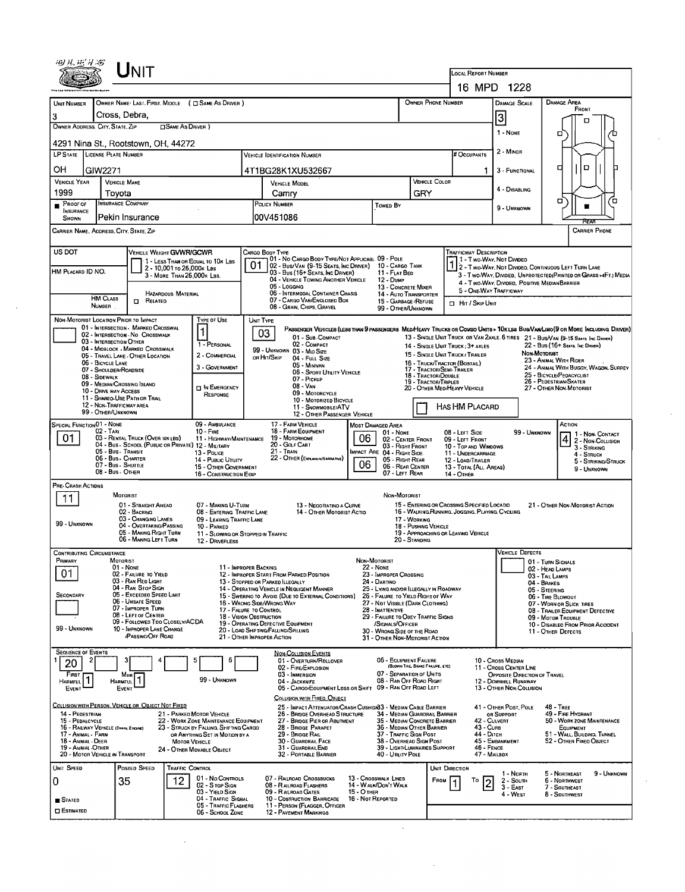# UNIT

**LOCAL REPORT NUMBER:** 16 MPD 1228

| Field | Value |
|---|---|
| UNIT NUMBER | 3 |
| OWNER NAME: LAST, FIRST, MIDDLE (☐ SAME AS DRIVER) | Cross, Debra, |
| OWNER PHONE NUMBER | |
| OWNER ADDRESS: CITY, STATE, ZIP (☐ SAME AS DRIVER) | 4291 Nina St., Rootstown, OH, 44272 |
| LP STATE | OH |
| LICENSE PLATE NUMBER | GIW2271 |
| VEHICLE IDENTIFICATION NUMBER | 4T1BG28K1XU532667 |
| # OCCUPANTS | 1 |
| VEHICLE YEAR | 1999 |
| VEHICLE MAKE | Toyota |
| VEHICLE MODEL | Camry |
| VEHICLE COLOR | GRY |
| PROOF OF INSURANCE SHOWN | ■ |
| INSURANCE COMPANY | Pekin Insurance |
| POLICY NUMBER | 00V451086 |
| TOWED BY | |
| CARRIER NAME, ADDRESS, CITY, STATE, ZIP | |
| CARRIER PHONE | |

**DAMAGE SCALE:** 3
1 - None; 2 - Minor; 3 - Functional; 4 - Disabling; 9 - Unknown

**DAMAGE AREA:** Front / Rear (rear marked)

**US DOT:**

**VEHICLE WEIGHT GVWR/GCWR:** 1 - Less than or equal to 10k lbs; 2 - 10,001 to 26,000k lbs; 3 - More than 26,000k lbs.

**HM PLACARD ID NO.:**

**HM CLASS NUMBER:** ☐ Related — Hazardous Material

**CARGO BODY TYPE:** 01
01 - No Cargo Body Type/Not Applicable; 02 - Bus/Van (9-15 Seats, Inc Driver); 03 - Bus (16+ Seats, Inc Driver); 04 - Vehicle Towing Another Vehicle; 05 - Logging; 06 - Intermodal Container Chassis; 07 - Cargo Van/Enclosed Box; 08 - Grain, Chips, Gravel; 09 - Pole; 10 - Cargo Tank; 11 - Flat Bed; 12 - Dump; 13 - Concrete Mixer; 14 - Auto Transporter; 15 - Garbage/Refuse; 99 - Other/Unknown

**TRAFFICWAY DESCRIPTION:** 1
1 - Two-Way, Not Divided; 2 - Two-Way, Not Divided, Continuous Left Turn Lane; 3 - Two-Way, Divided, Unprotected (Painted or Grass >4Ft.) Media; 4 - Two-Way, Divided, Positive Median Barrier; 5 - One-Way Trafficway
☐ Hit / Skip Unit

**NON-MOTORIST LOCATION PRIOR TO IMPACT:**
01 - Intersection - Marked Crosswalk; 02 - Intersection - No Crosswalk; 03 - Intersection Other; 04 - Midblock - Marked Crosswalk; 05 - Travel Lane - Other Location; 06 - Bicycle Lane; 07 - Shoulder/Roadside; 08 - Sidewalk; 09 - Median/Crossing Island; 10 - Drive Way Access; 11 - Shared-Use Path or Trail; 12 - Non-Trafficway Area; 99 - Other/Unknown

**TYPE OF USE:** 1
1 - Personal; 2 - Commercial; 3 - Government; ☐ In Emergency Response

**UNIT TYPE:** 03
Passenger Vehicles (less than 9 passengers): 01 - Sub-Compact; 02 - Compact; 99 - Unknown or Hit/Skip; 03 - Mid Size; 04 - Full Size; 05 - Minivan; 06 - Sport Utility Vehicle; 07 - Pickup; 08 - Van; 09 - Motorcycle; 10 - Motorized Bicycle; 11 - Snowmobile/ATV; 12 - Other Passenger Vehicle
Med/Heavy Trucks or Combo Units > 10k lbs Bus/Van/Limo (9 or More Including Driver): 13 - Single Unit Truck or Van 2axle, 6 tires; 14 - Single Unit Truck: 3+ axles; 15 - Single Unit Truck/Trailer; 16 - Truck/Tractor (Bobtail); 17 - Tractor/Semi-Trailer; 18 - Tractor/Double; 19 - Tractor/Triples; 20 - Other Med/Heavy Vehicle; 21 - Bus/Van (9-15 Seats Inc Driver); 22 - Bus (16+ Seats, Inc Driver)
Non-Motorist: 23 - Animal With Rider; 24 - Animal With Buggy, Wagon, Surrey; 25 - Bicycle/Pedacyclist; 26 - Pedestrian/Skater; 27 - Other Non-Motorist
☐ Has HM Placard

**SPECIAL FUNCTION:** 01
01 - None; 02 - Taxi; 03 - Rental Truck (Over 10k lbs); 04 - Bus - School (Public or Private); 05 - Bus - Transit; 06 - Bus - Charter; 07 - Bus - Shuttle; 08 - Bus - Other; 09 - Ambulance; 10 - Fire; 11 - Highway/Maintenance; 12 - Military; 13 - Police; 14 - Public Utility; 15 - Other Government; 16 - Construction Eqip; 17 - Farm Vehicle; 18 - Farm Equipment; 19 - Motorhome; 20 - Golf Cart; 21 - Train; 22 - Other (Explain in Narrative)

**MOST DAMAGED AREA:** 06
**IMPACT ARE:** 06
01 - None; 02 - Center Front; 03 - Right Front; 04 - Right Side; 05 - Right Rear; 06 - Rear Center; 07 - Left Rear; 08 - Left Side; 09 - Left Front; 10 - Top and Windows; 11 - Undercarriage; 12 - Load/Trailer; 13 - Total (All Areas); 14 - Other; 99 - Unknown

**ACTION:** 4
1 - Non-Contact; 2 - Non-Collision; 3 - Striking; 4 - Struck; 5 - Striking/Struck; 9 - Unknown

**PRE-CRASH ACTIONS:** 11
Motorist: 01 - Straight Ahead; 02 - Backing; 03 - Changing Lanes; 04 - Overtaking/Passing; 05 - Making Right Turn; 06 - Making Left Turn; 07 - Making U-Turn; 08 - Entering Traffic Lane; 09 - Leaving Traffic Lane; 10 - Parked; 11 - Slowing or Stopped in Traffic; 12 - Driverless; 13 - Negotiating a Curve; 14 - Other Motorist Actio; 99 - Unknown
Non-Motorist: 15 - Entering or Crossing Specified Locatio; 16 - Walking, Running, Jogging, Playing, Cycling; 17 - Working; 18 - Pushing Vehicle; 19 - Approaching or Leaving Vehicle; 20 - Standing; 21 - Other Non-Motorist Action

**CONTRIBUTING CIRCUMSTANCE:**
Primary: 01
Secondary:
Motorist: 01 - None; 02 - Failure to Yield; 03 - Ran Red Light; 04 - Ran Stop Sign; 05 - Exceeded Speed Limit; 06 - Unsafe Speed; 07 - Improper Turn; 08 - Left of Center; 09 - Followed Too Closely/ACDA; 10 - Improper Lane Change /Passing/Off Road; 11 - Improper Backing; 12 - Improper Start From Parked Position; 13 - Stopped or Parked Illegally; 14 - Operating Vehicle in Negligent Manner; 15 - Swering to Avoid (Due to External Conditions); 16 - Wrong Side/Wrong Way; 17 - Failure to Control; 18 - Vision Obstruction; 19 - Operating Defective Equipment; 20 - Load Shifting/Falling/Spilling; 21 - Other Improper Action; 99 - Unknown
Non-Motorist: 22 - None; 23 - Improper Crossing; 24 - Darting; 25 - Lying and/or Illegally in Roadway; 26 - Failure to Yield Right of Way; 27 - Not Visible (Dark Clothing); 28 - Inattentive; 29 - Failure to Obey Traffic Signs /Signals/Officer; 30 - Wrong Side of the Road; 31 - Other Non-Motorist Action

**VEHICLE DEFECTS:**
01 - Turn Signals; 02 - Head Lamps; 03 - Tail Lamps; 04 - Brakes; 05 - Steering; 06 - Tire Blowout; 07 - Worn or Slick Tires; 08 - Trailer Equipment Defective; 09 - Motor Trouble; 10 - Disabled From Prior Accident; 11 - Other Defects

**SEQUENCE OF EVENTS:** 1: 20; 2: ; 3: ; 4: ; 5: ; 6:
First Harmful Event: 1; Most Harmful Event: 1; 99 - Unknown

Non-Collision Events: 01 - Overturn/Rollover; 02 - Fire/Explosion; 03 - Immersion; 04 - Jackknife; 05 - Cargo/Equipment Loss or Shift; 06 - Equipment Failure (Blown Tire, Brake Failure, etc); 07 - Separation of Units; 08 - Ran Off Road Right; 09 - Ran Off Road Left; 10 - Cross Median; 11 - Cross Center Line Opposite Direction of Travel; 12 - Downhill Runaway; 13 - Other Non-Collision

Collision with Person, Vehicle or Object Not Fixed: 14 - Pedestrian; 15 - Pedalcycle; 16 - Railway Vehicle (Train, Engine); 17 - Animal - Farm; 18 - Animal - Deer; 19 - Animal - Other; 20 - Motor Vehicle in Transport; 21 - Parked Motor Vehicle; 22 - Work Zone Maintenance Equipment; 23 - Struck by Falling, Shifting Cargo or Anything Set in Motion by a Motor Vehicle; 24 - Other Movable Object

Collision with Fixed, Object: 25 - Impact Attenuator/Crash Cushion; 26 - Bridge Overhead Structure; 27 - Bridge Pier or Abutment; 28 - Bridge Parapet; 29 - Bridge Rail; 30 - Guardrail Face; 31 - Guardrail End; 32 - Portable Barrier; 33 - Median Cable Barrier; 34 - Median Guardrail Barrier; 35 - Median Concrete Barrier; 36 - Median Other Barrier; 37 - Traffic Sign Post; 38 - Overhead Sign Post; 39 - Light/Luminaries Support; 40 - Utility Pole; 41 - Other Post, Pole or Support; 42 - Culvert; 43 - Curb; 44 - Ditch; 45 - Embankment; 46 - Fence; 47 - Mailbox; 48 - Tree; 49 - Fire Hydrant; 50 - Work Zone Maintenance Equipment; 51 - Wall, Building, Tunnel; 52 - Other Fixed Object

**UNIT SPEED:** 0
**POSTED SPEED:** 35
■ Stated ☐ Estimated

**TRAFFIC CONTROL:** 12
01 - No Controls; 02 - Stop Sign; 03 - Yield Sign; 04 - Traffic Signal; 05 - Traffic Flashers; 06 - School Zone; 07 - Railroad Crossbucks; 08 - Railroad Flashers; 09 - Railroad Gates; 10 - Costruction Barricade; 11 - Person (Flagger, Officer); 12 - Pavement Markings; 13 - Crosswalk Lines; 14 - Walk/Don't Walk; 15 - Other; 16 - Not Reported

**UNIT DIRECTION:** From 1 To 2
1 - North; 2 - South; 3 - East; 4 - West; 5 - Northeast; 6 - Northwest; 7 - Southeast; 8 - Southwest; 9 - Unknown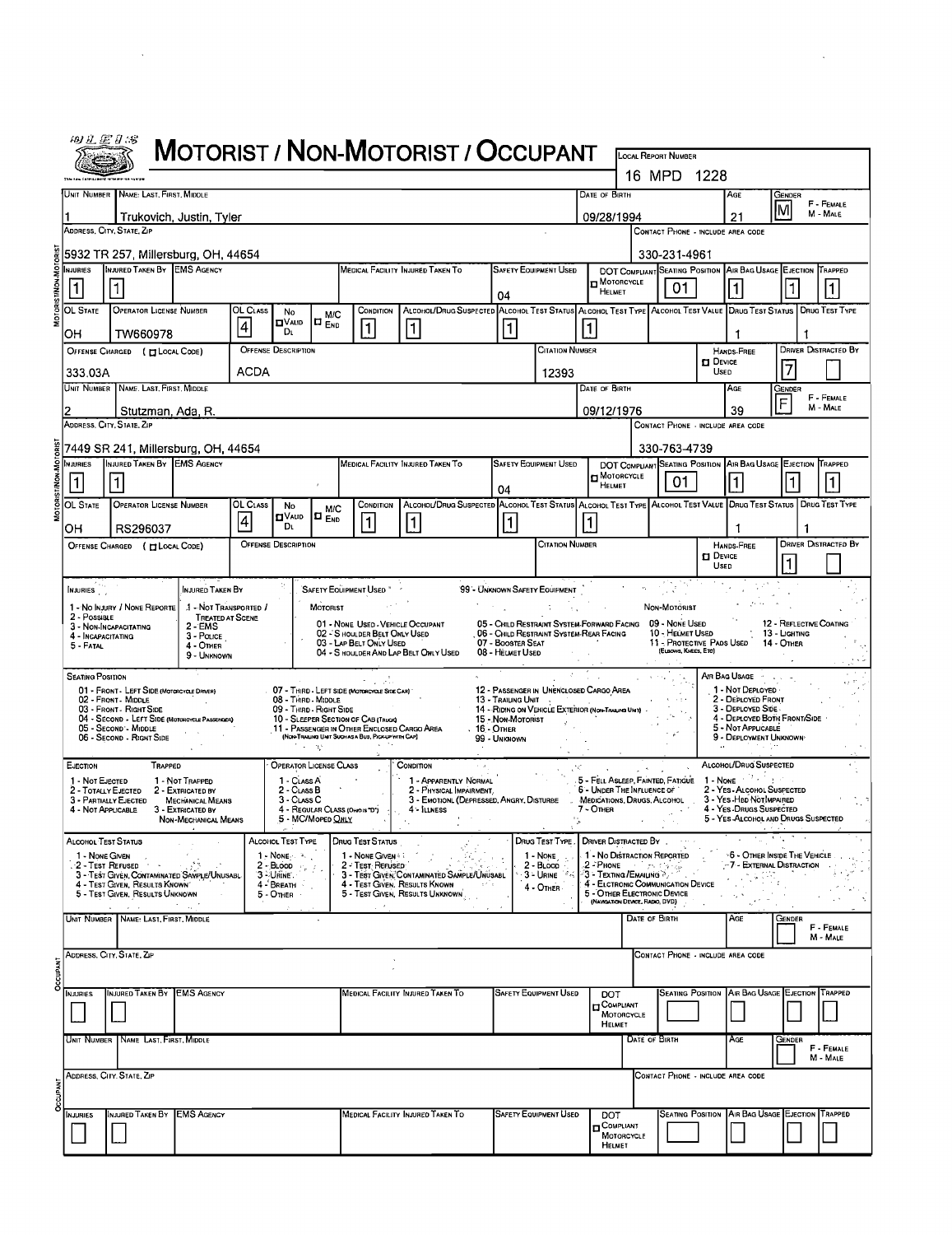# MOTORIST / NON-MOTORIST / OCCUPANT

LOCAL REPORT NUMBER: 16 MPD 1228

## MOTORIST/NON-MOTORIST

| UNIT NUMBER | NAME: LAST, FIRST, MIDDLE | DATE OF BIRTH | AGE | GENDER (F - FEMALE, M - MALE) |
|---|---|---|---|---|
| 1 | Trukovich, Justin, Tyler | 09/28/1994 | 21 | M |

| ADDRESS, CITY, STATE, ZIP | CONTACT PHONE - INCLUDE AREA CODE |
|---|---|
| 5932 TR 257, Millersburg, OH, 44654 | 330-231-4961 |

| INJURIES | INJURED TAKEN BY | EMS AGENCY | MEDICAL FACILITY INJURED TAKEN TO | SAFETY EQUIPMENT USED | DOT COMPLIANT MOTORCYCLE HELMET | SEATING POSITION | AIR BAG USAGE | EJECTION | TRAPPED |
|---|---|---|---|---|---|---|---|---|---|
| 1 | 1 | | | 04 | | 01 | 1 | 1 | 1 |

| OL STATE | OPERATOR LICENSE NUMBER | OL CLASS | NO VALID DL | M/C END | CONDITION | ALCOHOL/DRUG SUSPECTED | ALCOHOL TEST STATUS | ALCOHOL TEST TYPE | ALCOHOL TEST VALUE | DRUG TEST STATUS | DRUG TEST TYPE |
|---|---|---|---|---|---|---|---|---|---|---|---|
| OH | TW660978 | 4 | | | 1 | 1 | 1 | 1 | | 1 | 1 |

| OFFENSE CHARGED ( LOCAL CODE) | OFFENSE DESCRIPTION | CITATION NUMBER | HANDS-FREE DEVICE USED | DRIVER DISTRACTED BY |
|---|---|---|---|---|
| 333.03A | ACDA | 12393 | | 7 |

## MOTORIST/NON-MOTORIST

| UNIT NUMBER | NAME: LAST, FIRST, MIDDLE | DATE OF BIRTH | AGE | GENDER (F - FEMALE, M - MALE) |
|---|---|---|---|---|
| 2 | Stutzman, Ada, R. | 09/12/1976 | 39 | F |

| ADDRESS, CITY, STATE, ZIP | CONTACT PHONE - INCLUDE AREA CODE |
|---|---|
| 7449 SR 241, Millersburg, OH, 44654 | 330-763-4739 |

| INJURIES | INJURED TAKEN BY | EMS AGENCY | MEDICAL FACILITY INJURED TAKEN TO | SAFETY EQUIPMENT USED | DOT COMPLIANT MOTORCYCLE HELMET | SEATING POSITION | AIR BAG USAGE | EJECTION | TRAPPED |
|---|---|---|---|---|---|---|---|---|---|
| 1 | 1 | | | 04 | | 01 | 1 | 1 | 1 |

| OL STATE | OPERATOR LICENSE NUMBER | OL CLASS | NO VALID DL | M/C END | CONDITION | ALCOHOL/DRUG SUSPECTED | ALCOHOL TEST STATUS | ALCOHOL TEST TYPE | ALCOHOL TEST VALUE | DRUG TEST STATUS | DRUG TEST TYPE |
|---|---|---|---|---|---|---|---|---|---|---|---|
| OH | RS296037 | 4 | | | 1 | 1 | 1 | 1 | | 1 | 1 |

| OFFENSE CHARGED ( LOCAL CODE) | OFFENSE DESCRIPTION | CITATION NUMBER | HANDS-FREE DEVICE USED | DRIVER DISTRACTED BY |
|---|---|---|---|---|
| | | | | 1 |

## CODES

**INJURIES:** 1 - No Injury / None Reported; 2 - Possible; 3 - Non-Incapacitating; 4 - Incapacitating; 5 - Fatal

**INJURED TAKEN BY:** 1 - Not Transported / Treated at Scene; 2 - EMS; 3 - Police; 4 - Other; 9 - Unknown

**SAFETY EQUIPMENT USED:**
- Motorist: 01 - None Used - Vehicle Occupant; 02 - Shoulder Belt Only Used; 03 - Lap Belt Only Used; 04 - Shoulder and Lap Belt Only Used; 05 - Child Restraint System-Forward Facing; 06 - Child Restraint System-Rear Facing; 07 - Booster Seat; 08 - Helmet Used; 99 - Unknown Safety Equipment
- Non-Motorist: 09 - None Used; 10 - Helmet Used; 11 - Protective Pads Used (Elbows, Knees, Etc); 12 - Reflective Coating; 13 - Lighting; 14 - Other

**SEATING POSITION:** 01 - Front - Left Side (Motorcycle Driver); 02 - Front - Middle; 03 - Front - Right Side; 04 - Second - Left Side (Motorcycle Passenger); 05 - Second - Middle; 06 - Second - Right Side; 07 - Third - Left Side (Motorcycle Side Car); 08 - Third - Middle; 09 - Third - Right Side; 10 - Sleeper Section of Cab (Truck); 11 - Passenger in Other Enclosed Cargo Area (Non-Trailing Unit Such as a Bus, Pick-up with Cap); 12 - Passenger in Unenclosed Cargo Area; 13 - Trailing Unit; 14 - Riding on Vehicle Exterior (Non-Trailing Unit); 15 - Non-Motorist; 16 - Other; 99 - Unknown

**AIR BAG USAGE:** 1 - Not Deployed; 2 - Deployed Front; 3 - Deployed Side; 4 - Deployed Both Front/Side; 5 - Not Applicable; 9 - Deployment Unknown

**EJECTION:** 1 - Not Ejected; 2 - Totally Ejected; 3 - Partially Ejected; 4 - Not Applicable

**TRAPPED:** 1 - Not Trapped; 2 - Extricated by Mechanical Means; 3 - Extricated by Non-Mechanical Means

**OPERATOR LICENSE CLASS:** 1 - Class A; 2 - Class B; 3 - Class C; 4 - Regular Class (Ohio is "D"); 5 - M/C/Moped Only

**CONDITION:** 1 - Apparently Normal; 2 - Physical Impairment; 3 - Emotional (Depressed, Angry, Disturbed); 4 - Illness; 5 - Fell Asleep, Fainted, Fatigue; 6 - Under the Influence of Medications, Drugs, Alcohol; 7 - Other

**ALCOHOL/DRUG SUSPECTED:** 1 - None; 2 - Yes - Alcohol Suspected; 3 - Yes - HBD Not Impaired; 4 - Yes - Drugs Suspected; 5 - Yes - Alcohol and Drugs Suspected

**ALCOHOL TEST STATUS:** 1 - None Given; 2 - Test Refused; 3 - Test Given, Contaminated Sample/Unusable; 4 - Test Given, Results Known; 5 - Test Given, Results Unknown

**ALCOHOL TEST TYPE:** 1 - None; 2 - Blood; 3 - Urine; 4 - Breath; 5 - Other

**DRUG TEST STATUS:** 1 - None Given; 2 - Test Refused; 3 - Test Given, Contaminated Sample/Unusable; 4 - Test Given, Results Known; 5 - Test Given, Results Unknown

**DRUG TEST TYPE:** 1 - None; 2 - Blood; 3 - Urine; 4 - Other

**DRIVER DISTRACTED BY:** 1 - No Distraction Reported; 2 - Phone; 3 - Texting/Emailing; 4 - Electronic Communication Device; 5 - Other Electronic Device (Navigation Device, Radio, DVD); 6 - Other Inside the Vehicle; 7 - External Distraction

## OCCUPANT

| UNIT NUMBER | NAME: LAST, FIRST, MIDDLE | DATE OF BIRTH | AGE | GENDER (F - FEMALE, M - MALE) |
|---|---|---|---|---|
| | | | | |

| ADDRESS, CITY, STATE, ZIP | CONTACT PHONE - INCLUDE AREA CODE |
|---|---|
| | |

| INJURIES | INJURED TAKEN BY | EMS AGENCY | MEDICAL FACILITY INJURED TAKEN TO | SAFETY EQUIPMENT USED | DOT COMPLIANT MOTORCYCLE HELMET | SEATING POSITION | AIR BAG USAGE | EJECTION | TRAPPED |
|---|---|---|---|---|---|---|---|---|---|
| | | | | | | | | | |

## OCCUPANT

| UNIT NUMBER | NAME: LAST, FIRST, MIDDLE | DATE OF BIRTH | AGE | GENDER (F - FEMALE, M - MALE) |
|---|---|---|---|---|
| | | | | |

| ADDRESS, CITY, STATE, ZIP | CONTACT PHONE - INCLUDE AREA CODE |
|---|---|
| | |

| INJURIES | INJURED TAKEN BY | EMS AGENCY | MEDICAL FACILITY INJURED TAKEN TO | SAFETY EQUIPMENT USED | DOT COMPLIANT MOTORCYCLE HELMET | SEATING POSITION | AIR BAG USAGE | EJECTION | TRAPPED |
|---|---|---|---|---|---|---|---|---|---|
| | | | | | | | | | |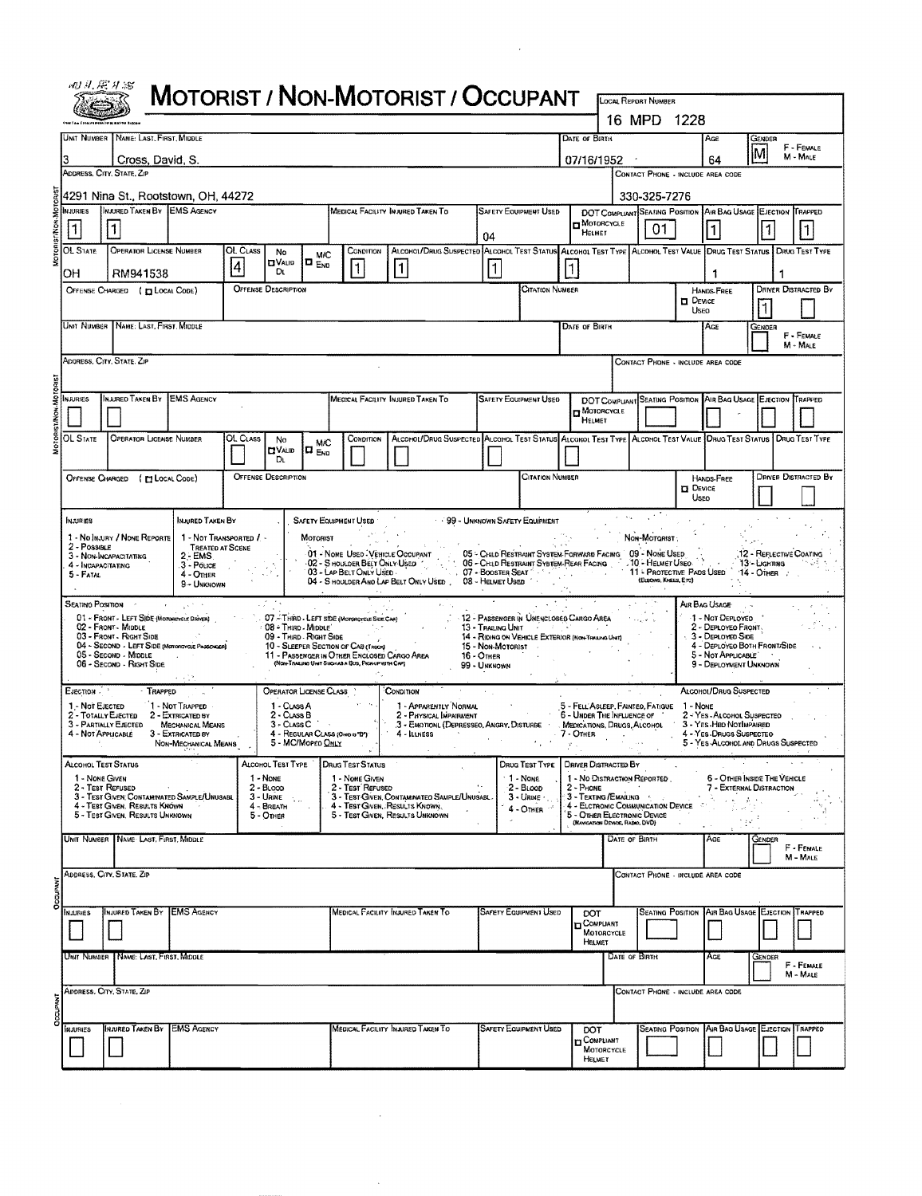# MOTORIST / NON-MOTORIST / OCCUPANT

**LOCAL REPORT NUMBER:** 16 MPD 1228

## MOTORIST/NON-MOTORIST

| UNIT NUMBER | NAME: LAST, FIRST, MIDDLE | DATE OF BIRTH | AGE | GENDER |
|---|---|---|---|---|
| 3 | Cross, David, S. | 07/16/1952 | 64 | M |

| ADDRESS, CITY, STATE, ZIP | CONTACT PHONE - INCLUDE AREA CODE |
|---|---|
| 4291 Nina St., Rootstown, OH, 44272 | 330-325-7276 |

| INJURIES | INJURED TAKEN BY | EMS AGENCY | MEDICAL FACILITY INJURED TAKEN TO | SAFETY EQUIPMENT USED | DOT COMPLIANT MOTORCYCLE HELMET | SEATING POSITION | AIR BAG USAGE | EJECTION | TRAPPED |
|---|---|---|---|---|---|---|---|---|---|
| 1 | 1 | | | 04 | | 01 | 1 | 1 | 1 |

| OL STATE | OPERATOR LICENSE NUMBER | OL CLASS | NO VALID DL | M/C END | CONDITION | ALCOHOL/DRUG SUSPECTED | ALCOHOL TEST STATUS | ALCOHOL TEST TYPE | ALCOHOL TEST VALUE | DRUG TEST STATUS | DRUG TEST TYPE |
|---|---|---|---|---|---|---|---|---|---|---|---|
| OH | RM941538 | 4 | | | 1 | 1 | 1 | 1 | | 1 | 1 |

| OFFENSE CHARGED ( LOCAL CODE) | OFFENSE DESCRIPTION | CITATION NUMBER | HANDS-FREE DEVICE USED | DRIVER DISTRACTED BY |
|---|---|---|---|---|
| | | | | 1 |

## MOTORIST/NON-MOTORIST

| UNIT NUMBER | NAME: LAST, FIRST, MIDDLE | DATE OF BIRTH | AGE | GENDER (F - FEMALE, M - MALE) |
|---|---|---|---|---|
| | | | | |

| ADDRESS, CITY, STATE, ZIP | CONTACT PHONE - INCLUDE AREA CODE |
|---|---|
| | |

| INJURIES | INJURED TAKEN BY | EMS AGENCY | MEDICAL FACILITY INJURED TAKEN TO | SAFETY EQUIPMENT USED | DOT COMPLIANT MOTORCYCLE HELMET | SEATING POSITION | AIR BAG USAGE | EJECTION | TRAPPED |
|---|---|---|---|---|---|---|---|---|---|
| | | | | | | | | | |

| OL STATE | OPERATOR LICENSE NUMBER | OL CLASS | NO VALID DL | M/C END | CONDITION | ALCOHOL/DRUG SUSPECTED | ALCOHOL TEST STATUS | ALCOHOL TEST TYPE | ALCOHOL TEST VALUE | DRUG TEST STATUS | DRUG TEST TYPE |
|---|---|---|---|---|---|---|---|---|---|---|---|
| | | | | | | | | | | | |

| OFFENSE CHARGED ( LOCAL CODE) | OFFENSE DESCRIPTION | CITATION NUMBER | HANDS-FREE DEVICE USED | DRIVER DISTRACTED BY |
|---|---|---|---|---|
| | | | | |

## CODES

**INJURIES**
1 - NO INJURY / NONE REPORTED
2 - POSSIBLE
3 - NON-INCAPACITATING
4 - INCAPACITATING
5 - FATAL

**INJURED TAKEN BY**
1 - NOT TRANSPORTED / TREATED AT SCENE
2 - EMS
3 - POLICE
4 - OTHER
9 - UNKNOWN

**SAFETY EQUIPMENT USED**
MOTORIST
01 - NONE USED - VEHICLE OCCUPANT
02 - SHOULDER BELT ONLY USED
03 - LAP BELT ONLY USED
04 - SHOULDER AND LAP BELT ONLY USED
05 - CHILD RESTRAINT SYSTEM-FORWARD FACING
06 - CHILD RESTRAINT SYSTEM-REAR FACING
07 - BOOSTER SEAT
08 - HELMET USED
99 - UNKNOWN SAFETY EQUIPMENT
NON-MOTORIST
09 - NONE USED
10 - HELMET USED
11 - PROTECTIVE PADS USED (ELBOWS, KNEES, ETC)
12 - REFLECTIVE COATING
13 - LIGHTING
14 - OTHER

**SEATING POSITION**
01 - FRONT - LEFT SIDE (MOTORCYCLE DRIVER)
02 - FRONT - MIDDLE
03 - FRONT - RIGHT SIDE
04 - SECOND - LEFT SIDE (MOTORCYCLE PASSENGER)
05 - SECOND - MIDDLE
06 - SECOND - RIGHT SIDE
07 - THIRD - LEFT SIDE (MOTORCYCLE SIDE CAR)
08 - THIRD - MIDDLE
09 - THIRD - RIGHT SIDE
10 - SLEEPER SECTION OF CAB (TRUCK)
11 - PASSENGER IN OTHER ENCLOSED CARGO AREA (NON-TRAILING UNIT SUCH AS A BUS, PICK-UP WITH CAP)
12 - PASSENGER IN UNENCLOSED CARGO AREA
13 - TRAILING UNIT
14 - RIDING ON VEHICLE EXTERIOR (NON-TRAILING UNIT)
15 - NON-MOTORIST
16 - OTHER
99 - UNKNOWN

**AIR BAG USAGE**
1 - NOT DEPLOYED
2 - DEPLOYED FRONT
3 - DEPLOYED SIDE
4 - DEPLOYED BOTH FRONT/SIDE
5 - NOT APPLICABLE
9 - DEPLOYMENT UNKNOWN

**EJECTION**
1 - NOT EJECTED
2 - TOTALLY EJECTED
3 - PARTIALLY EJECTED
4 - NOT APPLICABLE

**TRAPPED**
1 - NOT TRAPPED
2 - EXTRICATED BY MECHANICAL MEANS
3 - EXTRICATED BY NON-MECHANICAL MEANS

**OPERATOR LICENSE CLASS**
1 - CLASS A
2 - CLASS B
3 - CLASS C
4 - REGULAR CLASS (OHIO IS "D")
5 - MC/MOPED ONLY

**CONDITION**
1 - APPARENTLY NORMAL
2 - PHYSICAL IMPAIRMENT
3 - EMOTIONAL (DEPRESSED, ANGRY, DISTURBED)
4 - ILLNESS
5 - FELL ASLEEP, FAINTED, FATIGUE
6 - UNDER THE INFLUENCE OF MEDICATIONS, DRUGS, ALCOHOL
7 - OTHER

**ALCOHOL/DRUG SUSPECTED**
1 - NONE
2 - YES - ALCOHOL SUSPECTED
3 - YES - HBD NOT IMPAIRED
4 - YES - DRUGS SUSPECTED
5 - YES - ALCOHOL AND DRUGS SUSPECTED

**ALCOHOL TEST STATUS**
1 - NONE GIVEN
2 - TEST REFUSED
3 - TEST GIVEN, CONTAMINATED SAMPLE/UNUSABLE
4 - TEST GIVEN, RESULTS KNOWN
5 - TEST GIVEN, RESULTS UNKNOWN

**ALCOHOL TEST TYPE**
1 - NONE
2 - BLOOD
3 - URINE
4 - BREATH
5 - OTHER

**DRUG TEST STATUS**
1 - NONE GIVEN
2 - TEST REFUSED
3 - TEST GIVEN, CONTAMINATED SAMPLE/UNUSABLE
4 - TEST GIVEN, RESULTS KNOWN
5 - TEST GIVEN, RESULTS UNKNOWN

**DRUG TEST TYPE**
1 - NONE
2 - BLOOD
3 - URINE
4 - OTHER

**DRIVER DISTRACTED BY**
1 - NO DISTRACTION REPORTED
2 - PHONE
3 - TEXTING/EMAILING
4 - ELECTRONIC COMMUNICATION DEVICE
5 - OTHER ELECTRONIC DEVICE (NAVIGATION DEVICE, RADIO, DVD)
6 - OTHER INSIDE THE VEHICLE
7 - EXTERNAL DISTRACTION

## OCCUPANT

| UNIT NUMBER | NAME: LAST, FIRST, MIDDLE | DATE OF BIRTH | AGE | GENDER (F - FEMALE, M - MALE) |
|---|---|---|---|---|
| | | | | |

| ADDRESS, CITY, STATE, ZIP | CONTACT PHONE - INCLUDE AREA CODE |
|---|---|
| | |

| INJURIES | INJURED TAKEN BY | EMS AGENCY | MEDICAL FACILITY INJURED TAKEN TO | SAFETY EQUIPMENT USED | DOT COMPLIANT MOTORCYCLE HELMET | SEATING POSITION | AIR BAG USAGE | EJECTION | TRAPPED |
|---|---|---|---|---|---|---|---|---|---|
| | | | | | | | | | |

## OCCUPANT

| UNIT NUMBER | NAME: LAST, FIRST, MIDDLE | DATE OF BIRTH | AGE | GENDER (F - FEMALE, M - MALE) |
|---|---|---|---|---|
| | | | | |

| ADDRESS, CITY, STATE, ZIP | CONTACT PHONE - INCLUDE AREA CODE |
|---|---|
| | |

| INJURIES | INJURED TAKEN BY | EMS AGENCY | MEDICAL FACILITY INJURED TAKEN TO | SAFETY EQUIPMENT USED | DOT COMPLIANT MOTORCYCLE HELMET | SEATING POSITION | AIR BAG USAGE | EJECTION | TRAPPED |
|---|---|---|---|---|---|---|---|---|---|
| | | | | | | | | | |